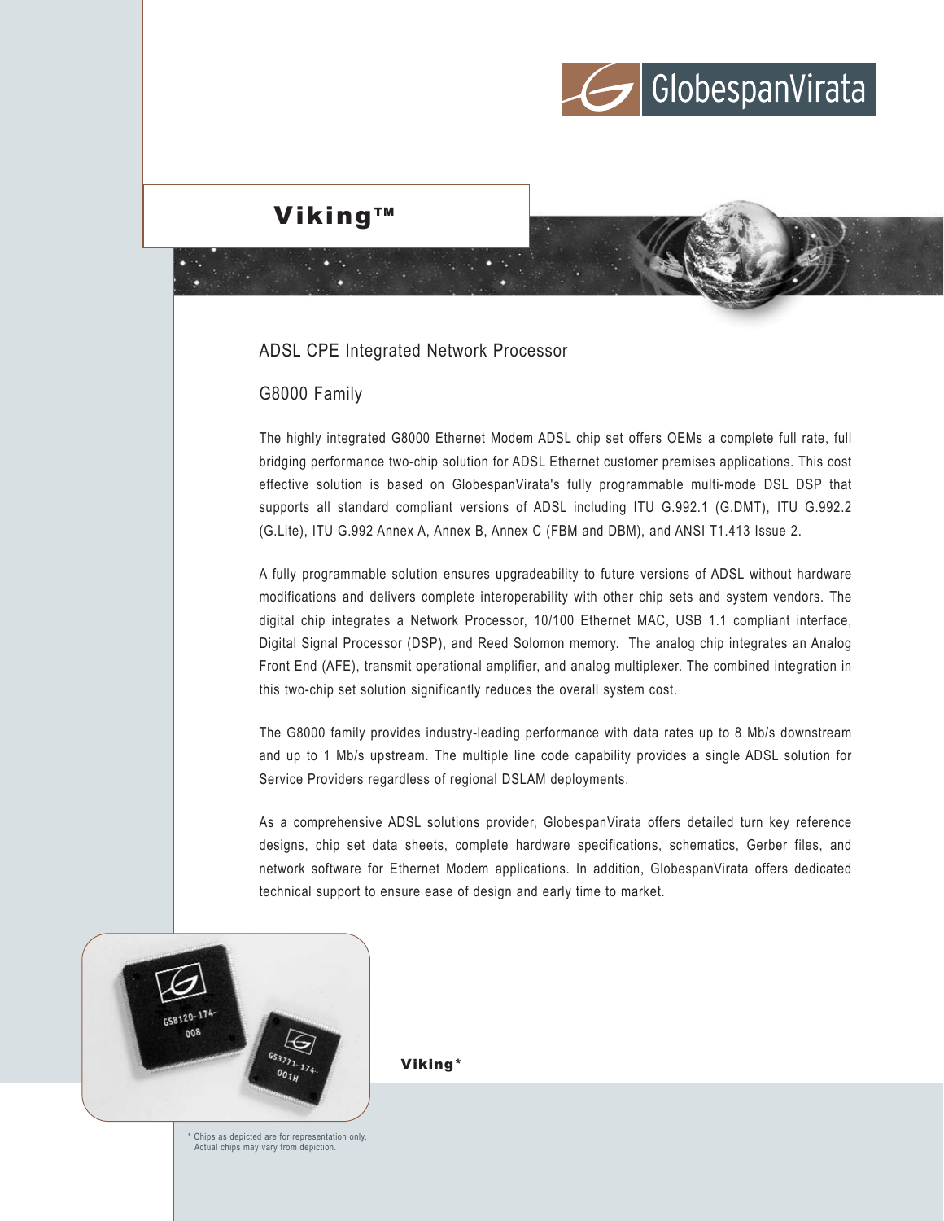GlobespanVirata

# Viking™

## ADSL CPE Integrated Network Processor

## G8000 Family

The highly integrated G8000 Ethernet Modem ADSL chip set offers OEMs a complete full rate, full bridging performance two-chip solution for ADSL Ethernet customer premises applications. This cost effective solution is based on GlobespanVirata's fully programmable multi-mode DSL DSP that supports all standard compliant versions of ADSL including ITU G.992.1 (G.DMT), ITU G.992.2 (G.Lite), ITU G.992 Annex A, Annex B, Annex C (FBM and DBM), and ANSI T1.413 Issue 2.

A fully programmable solution ensures upgradeability to future versions of ADSL without hardware modifications and delivers complete interoperability with other chip sets and system vendors. The digital chip integrates a Network Processor, 10/100 Ethernet MAC, USB 1.1 compliant interface, Digital Signal Processor (DSP), and Reed Solomon memory. The analog chip integrates an Analog Front End (AFE), transmit operational amplifier, and analog multiplexer. The combined integration in this two-chip set solution significantly reduces the overall system cost.

The G8000 family provides industry-leading performance with data rates up to 8 Mb/s downstream and up to 1 Mb/s upstream. The multiple line code capability provides a single ADSL solution for Service Providers regardless of regional DSLAM deployments.

As a comprehensive ADSL solutions provider, GlobespanVirata offers detailed turn key reference designs, chip set data sheets, complete hardware specifications, schematics, Gerber files, and network software for Ethernet Modem applications. In addition, GlobespanVirata offers dedicated technical support to ensure ease of design and early time to market.

**Viking***

\* Chips as depicted are for representation only. Actual chips may vary from depiction.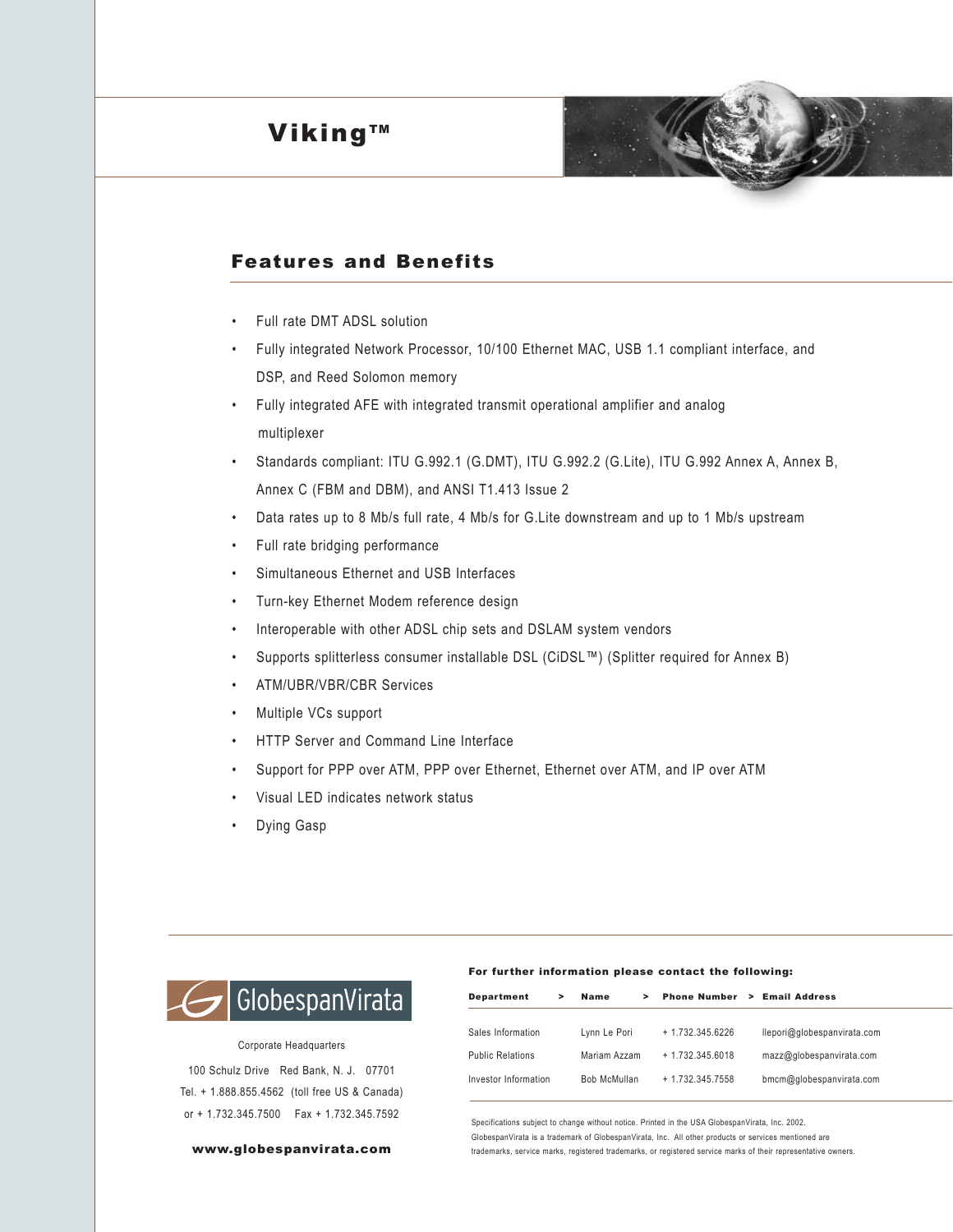# Viking™

## Features and Benefits

- Full rate DMT ADSL solution
- Fully integrated Network Processor, 10/100 Ethernet MAC, USB 1.1 compliant interface, and DSP, and Reed Solomon memory
- Fully integrated AFE with integrated transmit operational amplifier and analog multiplexer
- Standards compliant: ITU G.992.1 (G.DMT), ITU G.992.2 (G.Lite), ITU G.992 Annex A, Annex B, Annex C (FBM and DBM), and ANSI T1.413 Issue 2
- Data rates up to 8 Mb/s full rate, 4 Mb/s for G.Lite downstream and up to 1 Mb/s upstream
- Full rate bridging performance
- Simultaneous Ethernet and USB Interfaces
- Turn-key Ethernet Modem reference design
- Interoperable with other ADSL chip sets and DSLAM system vendors
- Supports splitterless consumer installable DSL (CiDSL™) (Splitter required for Annex B)
- ATM/UBR/VBR/CBR Services
- Multiple VCs support
- HTTP Server and Command Line Interface
- Support for PPP over ATM, PPP over Ethernet, Ethernet over ATM, and IP over ATM
- Visual LED indicates network status
- Dying Gasp

GlobespanVirata

Corporate Headquarters

100 Schulz Drive Red Bank, N. J. 07701

Tel. + 1.888.855.4562 (toll free US & Canada)

or + 1.732.345.7500 Fax + 1.732.345.7592

**www.globespanvirata.com**

**For further information please contact the following:**

| Department | Name | Phone Number | Email Address |
|---|---|---|---|
| Sales Information | Lynn Le Pori | + 1.732.345.6226 | llepori@globespanvirata.com |
| Public Relations | Mariam Azzam | + 1.732.345.6018 | mazz@globespanvirata.com |
| Investor Information | Bob McMullan | + 1.732.345.7558 | bmcm@globespanvirata.com |

Specifications subject to change without notice. Printed in the USA GlobespanVirata, Inc. 2002.
GlobespanVirata is a trademark of GlobespanVirata, Inc. All other products or services mentioned are trademarks, service marks, registered trademarks, or registered service marks of their representative owners.